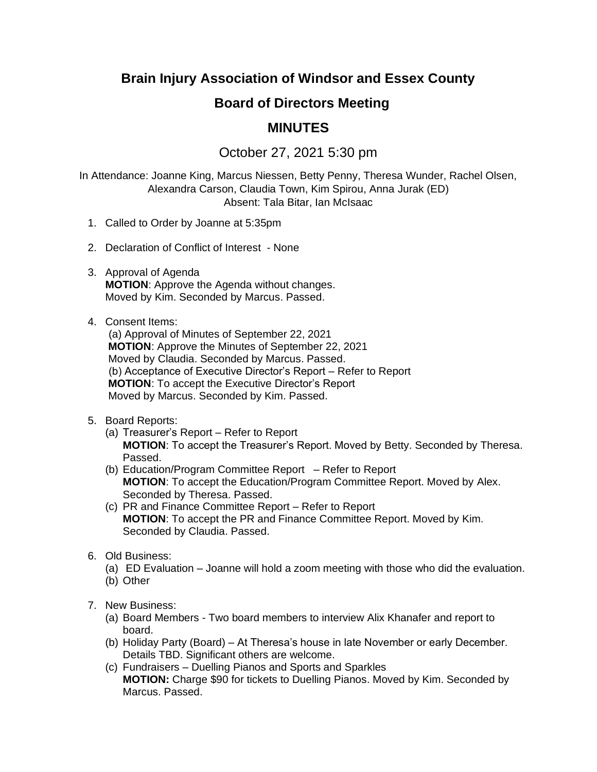# Brain Injury Association of Windsor and Essex County

## Board of Directors Meeting

## MINUTES

October 27, 2021 5:30 pm

In Attendance: Joanne King, Marcus Niessen, Betty Penny, Theresa Wunder, Rachel Olsen, Alexandra Carson, Claudia Town, Kim Spirou, Anna Jurak (ED)
Absent: Tala Bitar, Ian McIsaac

1. Called to Order by Joanne at 5:35pm

2. Declaration of Conflict of Interest - None

3. Approval of Agenda
   **MOTION**: Approve the Agenda without changes.
   Moved by Kim. Seconded by Marcus. Passed.

4. Consent Items:
   (a) Approval of Minutes of September 22, 2021
   **MOTION**: Approve the Minutes of September 22, 2021
   Moved by Claudia. Seconded by Marcus. Passed.
   (b) Acceptance of Executive Director's Report – Refer to Report
   **MOTION**: To accept the Executive Director's Report
   Moved by Marcus. Seconded by Kim. Passed.

5. Board Reports:
   (a) Treasurer's Report – Refer to Report
   **MOTION**: To accept the Treasurer's Report. Moved by Betty. Seconded by Theresa. Passed.
   (b) Education/Program Committee Report – Refer to Report
   **MOTION**: To accept the Education/Program Committee Report. Moved by Alex. Seconded by Theresa. Passed.
   (c) PR and Finance Committee Report – Refer to Report
   **MOTION**: To accept the PR and Finance Committee Report. Moved by Kim. Seconded by Claudia. Passed.

6. Old Business:
   (a) ED Evaluation – Joanne will hold a zoom meeting with those who did the evaluation.
   (b) Other

7. New Business:
   (a) Board Members - Two board members to interview Alix Khanafer and report to board.
   (b) Holiday Party (Board) – At Theresa's house in late November or early December. Details TBD. Significant others are welcome.
   (c) Fundraisers – Duelling Pianos and Sports and Sparkles
   **MOTION:** Charge $90 for tickets to Duelling Pianos. Moved by Kim. Seconded by Marcus. Passed.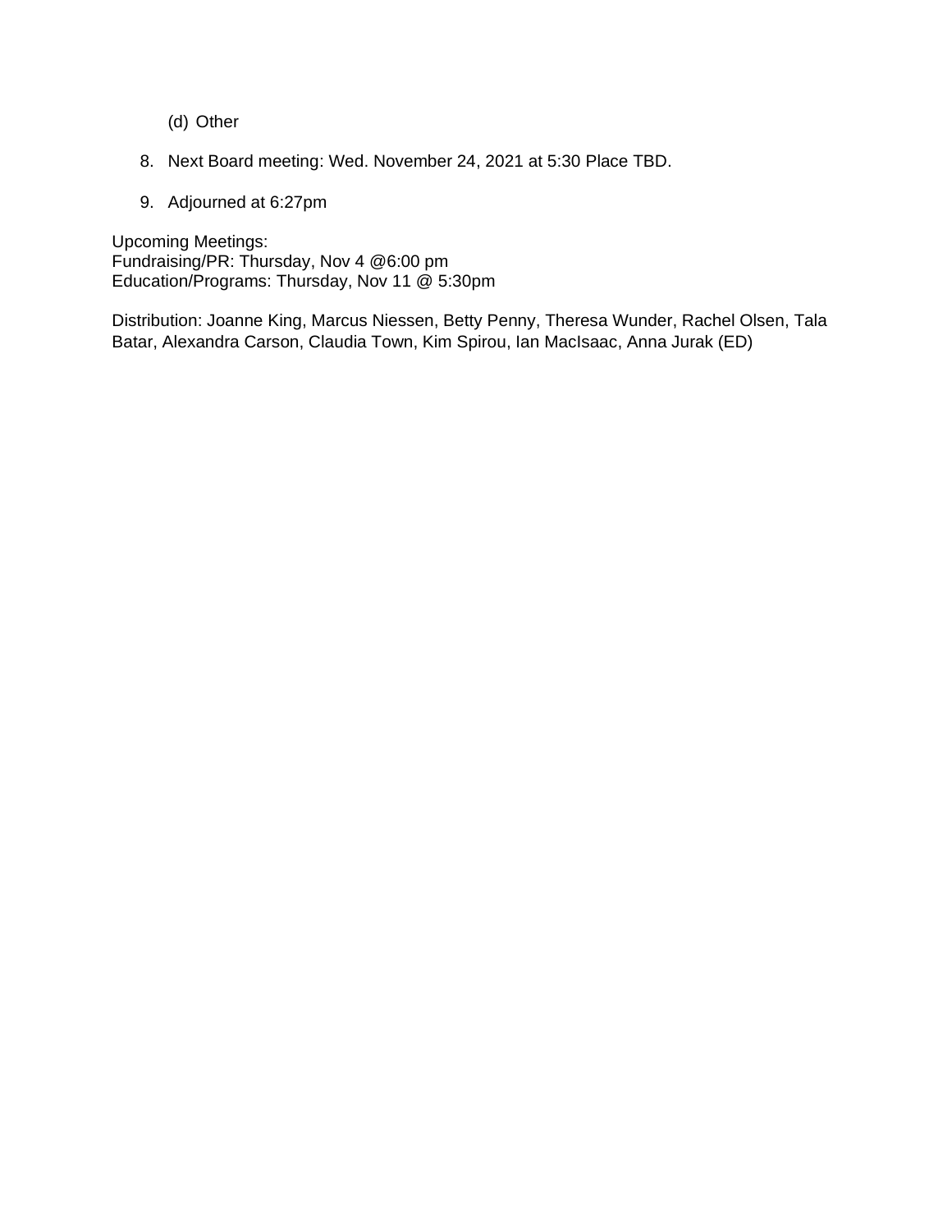(d) Other

8. Next Board meeting: Wed. November 24, 2021 at 5:30 Place TBD.

9. Adjourned at 6:27pm

Upcoming Meetings:
Fundraising/PR: Thursday, Nov 4 @6:00 pm
Education/Programs: Thursday, Nov 11 @ 5:30pm

Distribution: Joanne King, Marcus Niessen, Betty Penny, Theresa Wunder, Rachel Olsen, Tala Batar, Alexandra Carson, Claudia Town, Kim Spirou, Ian MacIsaac, Anna Jurak (ED)